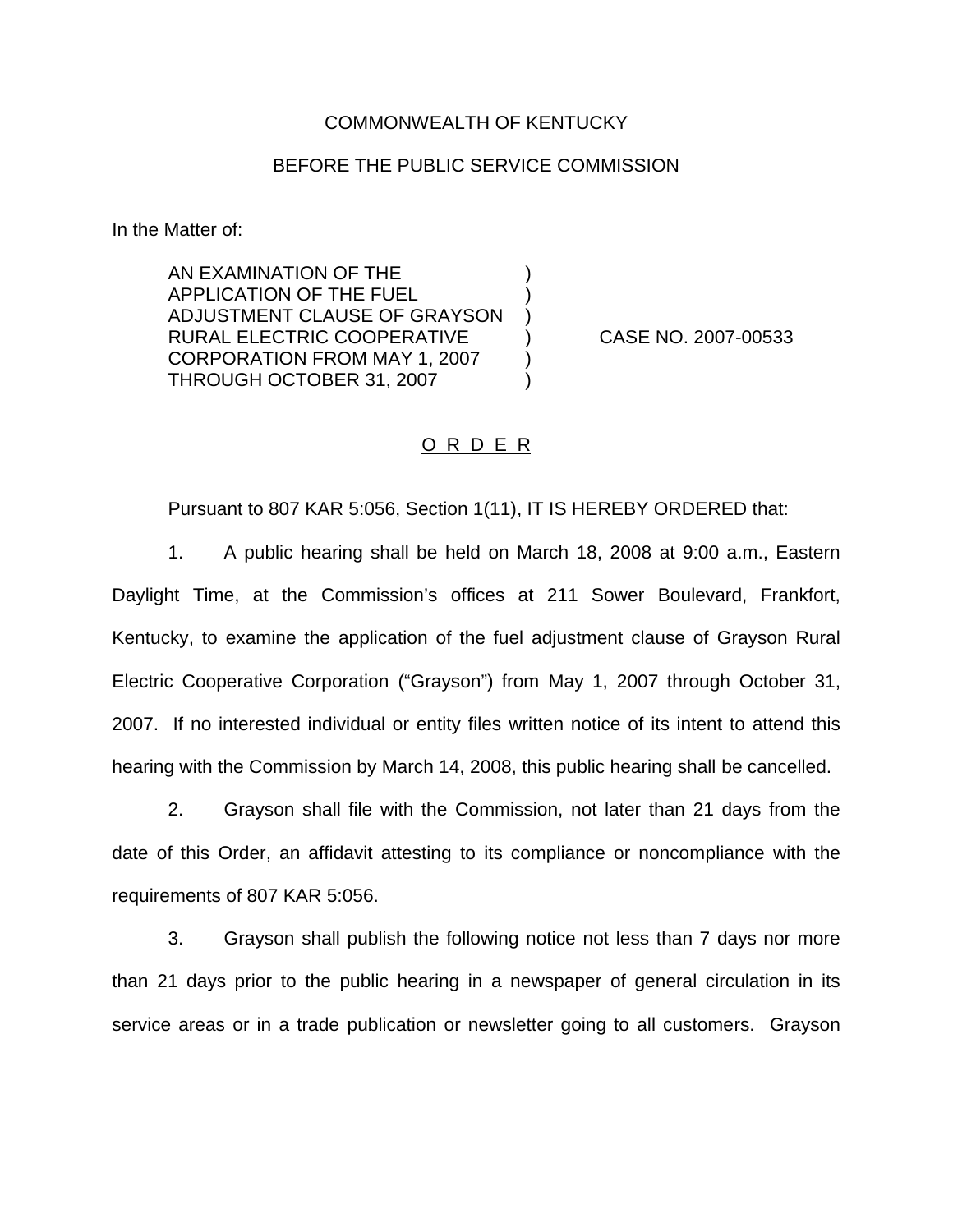COMMONWEALTH OF KENTUCKY

BEFORE THE PUBLIC SERVICE COMMISSION

In the Matter of:

| | | |
|---|---|---|
| AN EXAMINATION OF THE APPLICATION OF THE FUEL ADJUSTMENT CLAUSE OF GRAYSON RURAL ELECTRIC COOPERATIVE CORPORATION FROM MAY 1, 2007 THROUGH OCTOBER 31, 2007 | ) ) ) ) ) ) | CASE NO. 2007-00533 |

## O R D E R

Pursuant to 807 KAR 5:056, Section 1(11), IT IS HEREBY ORDERED that:

1. A public hearing shall be held on March 18, 2008 at 9:00 a.m., Eastern Daylight Time, at the Commission's offices at 211 Sower Boulevard, Frankfort, Kentucky, to examine the application of the fuel adjustment clause of Grayson Rural Electric Cooperative Corporation ("Grayson") from May 1, 2007 through October 31, 2007. If no interested individual or entity files written notice of its intent to attend this hearing with the Commission by March 14, 2008, this public hearing shall be cancelled.

2. Grayson shall file with the Commission, not later than 21 days from the date of this Order, an affidavit attesting to its compliance or noncompliance with the requirements of 807 KAR 5:056.

3. Grayson shall publish the following notice not less than 7 days nor more than 21 days prior to the public hearing in a newspaper of general circulation in its service areas or in a trade publication or newsletter going to all customers. Grayson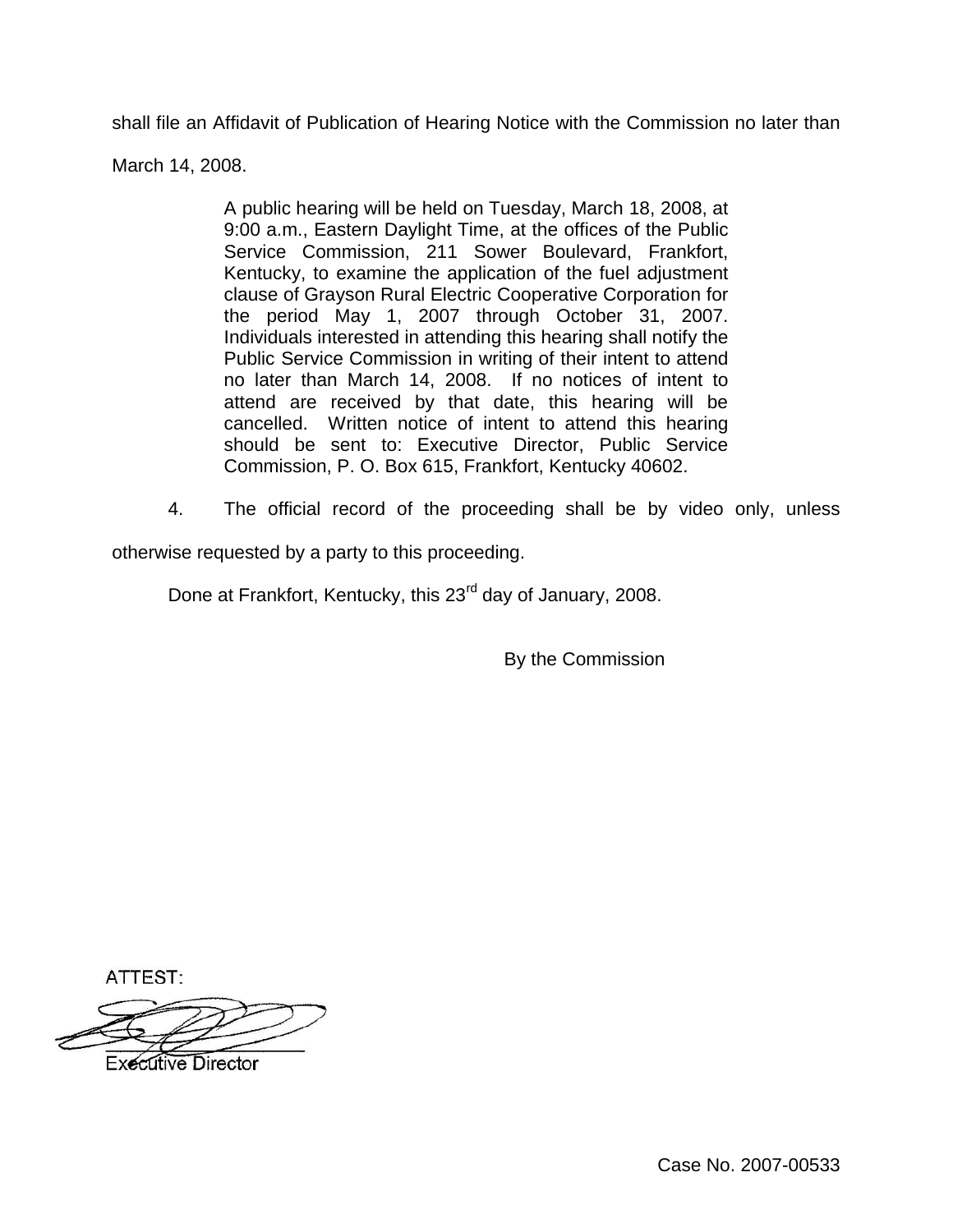shall file an Affidavit of Publication of Hearing Notice with the Commission no later than March 14, 2008.

> A public hearing will be held on Tuesday, March 18, 2008, at 9:00 a.m., Eastern Daylight Time, at the offices of the Public Service Commission, 211 Sower Boulevard, Frankfort, Kentucky, to examine the application of the fuel adjustment clause of Grayson Rural Electric Cooperative Corporation for the period May 1, 2007 through October 31, 2007. Individuals interested in attending this hearing shall notify the Public Service Commission in writing of their intent to attend no later than March 14, 2008. If no notices of intent to attend are received by that date, this hearing will be cancelled. Written notice of intent to attend this hearing should be sent to: Executive Director, Public Service Commission, P. O. Box 615, Frankfort, Kentucky 40602.

4. The official record of the proceeding shall be by video only, unless otherwise requested by a party to this proceeding.

Done at Frankfort, Kentucky, this 23rd day of January, 2008.

By the Commission

ATTEST:

Executive Director

Case No. 2007-00533